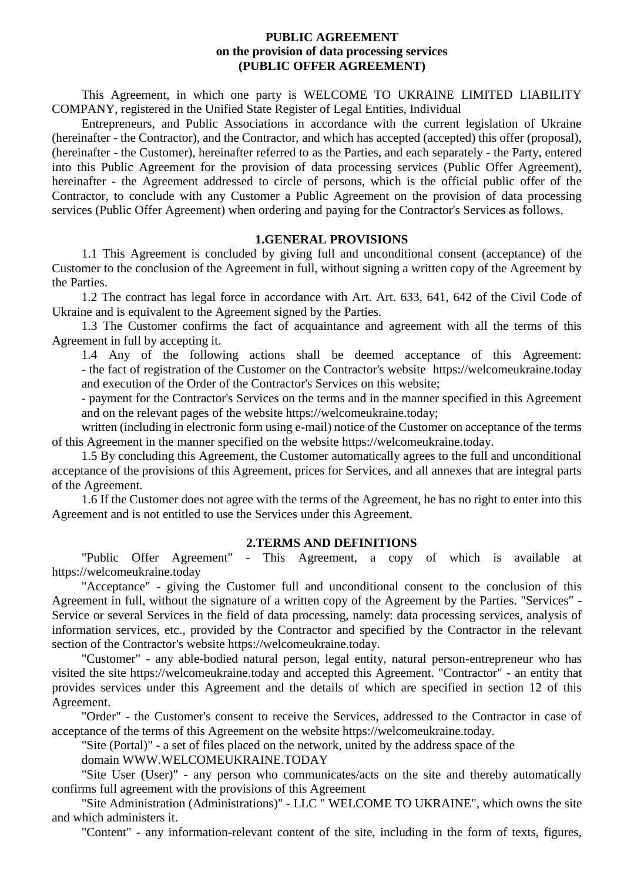**PUBLIC AGREEMENT**
**on the provision of data processing services**
**(PUBLIC OFFER AGREEMENT)**

This Agreement, in which one party is WELCOME TO UKRAINE LIMITED LIABILITY COMPANY, registered in the Unified State Register of Legal Entities, Individual

Entrepreneurs, and Public Associations in accordance with the current legislation of Ukraine (hereinafter - the Contractor), and the Contractor, and which has accepted (accepted) this offer (proposal), (hereinafter - the Customer), hereinafter referred to as the Parties, and each separately - the Party, entered into this Public Agreement for the provision of data processing services (Public Offer Agreement), hereinafter - the Agreement addressed to circle of persons, which is the official public offer of the Contractor, to conclude with any Customer a Public Agreement on the provision of data processing services (Public Offer Agreement) when ordering and paying for the Contractor's Services as follows.

## 1.GENERAL PROVISIONS

1.1 This Agreement is concluded by giving full and unconditional consent (acceptance) of the Customer to the conclusion of the Agreement in full, without signing a written copy of the Agreement by the Parties.

1.2 The contract has legal force in accordance with Art. Art. 633, 641, 642 of the Civil Code of Ukraine and is equivalent to the Agreement signed by the Parties.

1.3 The Customer confirms the fact of acquaintance and agreement with all the terms of this Agreement in full by accepting it.

1.4 Any of the following actions shall be deemed acceptance of this Agreement:
- the fact of registration of the Customer on the Contractor's website https://welcomeukraine.today and execution of the Order of the Contractor's Services on this website;
- payment for the Contractor's Services on the terms and in the manner specified in this Agreement and on the relevant pages of the website https://welcomeukraine.today;

written (including in electronic form using e-mail) notice of the Customer on acceptance of the terms of this Agreement in the manner specified on the website https://welcomeukraine.today.

1.5 By concluding this Agreement, the Customer automatically agrees to the full and unconditional acceptance of the provisions of this Agreement, prices for Services, and all annexes that are integral parts of the Agreement.

1.6 If the Customer does not agree with the terms of the Agreement, he has no right to enter into this Agreement and is not entitled to use the Services under this Agreement.

## 2.TERMS AND DEFINITIONS

"Public Offer Agreement" - This Agreement, a copy of which is available at https://welcomeukraine.today

"Acceptance" - giving the Customer full and unconditional consent to the conclusion of this Agreement in full, without the signature of a written copy of the Agreement by the Parties. "Services" - Service or several Services in the field of data processing, namely: data processing services, analysis of information services, etc., provided by the Contractor and specified by the Contractor in the relevant section of the Contractor's website https://welcomeukraine.today.

"Customer" - any able-bodied natural person, legal entity, natural person-entrepreneur who has visited the site https://welcomeukraine.today and accepted this Agreement. "Contractor" - an entity that provides services under this Agreement and the details of which are specified in section 12 of this Agreement.

"Order" - the Customer's consent to receive the Services, addressed to the Contractor in case of acceptance of the terms of this Agreement on the website https://welcomeukraine.today.

"Site (Portal)" - a set of files placed on the network, united by the address space of the domain WWW.WELCOMEUKRAINE.TODAY

"Site User (User)" - any person who communicates/acts on the site and thereby automatically confirms full agreement with the provisions of this Agreement

"Site Administration (Administrations)" - LLC " WELCOME TO UKRAINE", which owns the site and which administers it.

"Content" - any information-relevant content of the site, including in the form of texts, figures,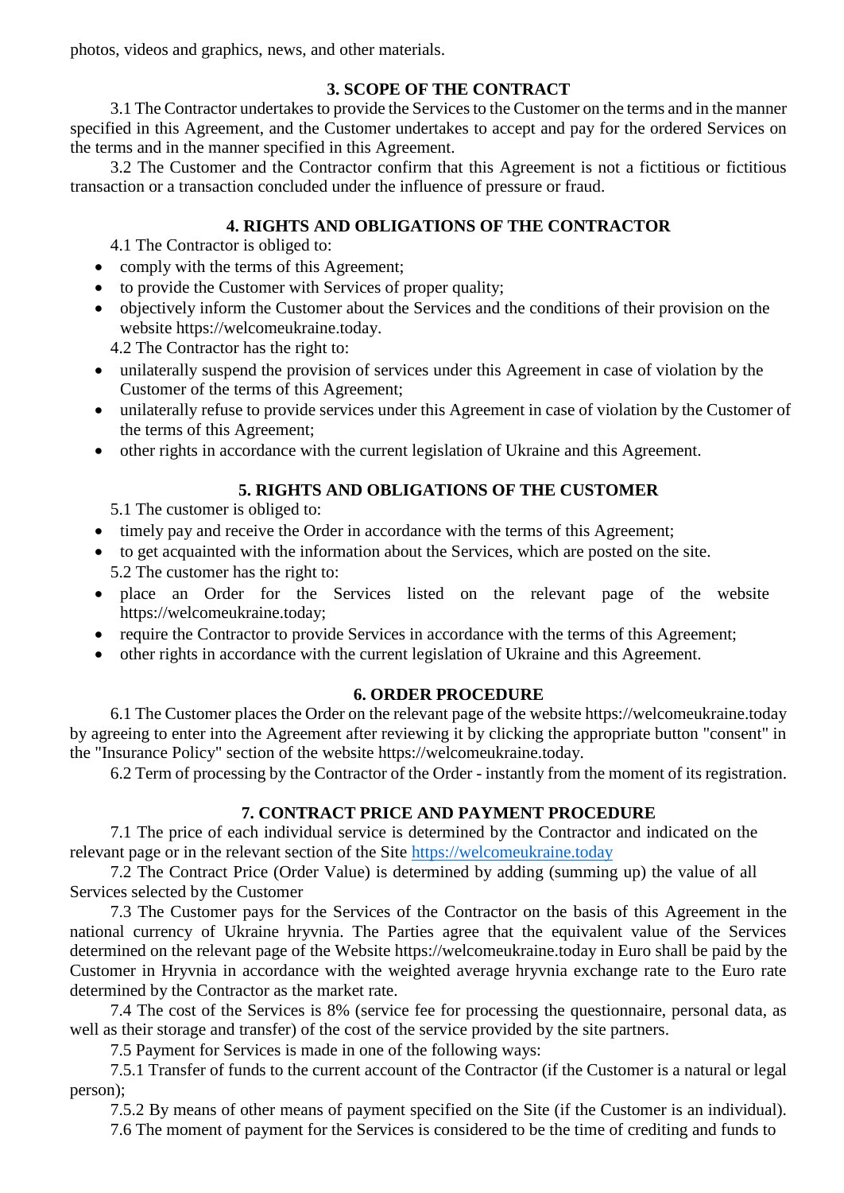photos, videos and graphics, news, and other materials.

## 3. SCOPE OF THE CONTRACT

3.1 The Contractor undertakes to provide the Services to the Customer on the terms and in the manner specified in this Agreement, and the Customer undertakes to accept and pay for the ordered Services on the terms and in the manner specified in this Agreement.

3.2 The Customer and the Contractor confirm that this Agreement is not a fictitious or fictitious transaction or a transaction concluded under the influence of pressure or fraud.

## 4. RIGHTS AND OBLIGATIONS OF THE CONTRACTOR

4.1 The Contractor is obliged to:

- comply with the terms of this Agreement;
- to provide the Customer with Services of proper quality;
- objectively inform the Customer about the Services and the conditions of their provision on the website https://welcomeukraine.today.

4.2 The Contractor has the right to:

- unilaterally suspend the provision of services under this Agreement in case of violation by the Customer of the terms of this Agreement;
- unilaterally refuse to provide services under this Agreement in case of violation by the Customer of the terms of this Agreement;
- other rights in accordance with the current legislation of Ukraine and this Agreement.

## 5. RIGHTS AND OBLIGATIONS OF THE CUSTOMER

5.1 The customer is obliged to:

- timely pay and receive the Order in accordance with the terms of this Agreement;
- to get acquainted with the information about the Services, which are posted on the site.

5.2 The customer has the right to:

- place an Order for the Services listed on the relevant page of the website https://welcomeukraine.today;
- require the Contractor to provide Services in accordance with the terms of this Agreement;
- other rights in accordance with the current legislation of Ukraine and this Agreement.

## 6. ORDER PROCEDURE

6.1 The Customer places the Order on the relevant page of the website https://welcomeukraine.today by agreeing to enter into the Agreement after reviewing it by clicking the appropriate button "consent" in the "Insurance Policy" section of the website https://welcomeukraine.today.

6.2 Term of processing by the Contractor of the Order - instantly from the moment of its registration.

## 7. CONTRACT PRICE AND PAYMENT PROCEDURE

7.1 The price of each individual service is determined by the Contractor and indicated on the relevant page or in the relevant section of the Site https://welcomeukraine.today

7.2 The Contract Price (Order Value) is determined by adding (summing up) the value of all Services selected by the Customer

7.3 The Customer pays for the Services of the Contractor on the basis of this Agreement in the national currency of Ukraine hryvnia. The Parties agree that the equivalent value of the Services determined on the relevant page of the Website https://welcomeukraine.today in Euro shall be paid by the Customer in Hryvnia in accordance with the weighted average hryvnia exchange rate to the Euro rate determined by the Contractor as the market rate.

7.4 The cost of the Services is 8% (service fee for processing the questionnaire, personal data, as well as their storage and transfer) of the cost of the service provided by the site partners.

7.5 Payment for Services is made in one of the following ways:

7.5.1 Transfer of funds to the current account of the Contractor (if the Customer is a natural or legal person);

7.5.2 By means of other means of payment specified on the Site (if the Customer is an individual).

7.6 The moment of payment for the Services is considered to be the time of crediting and funds to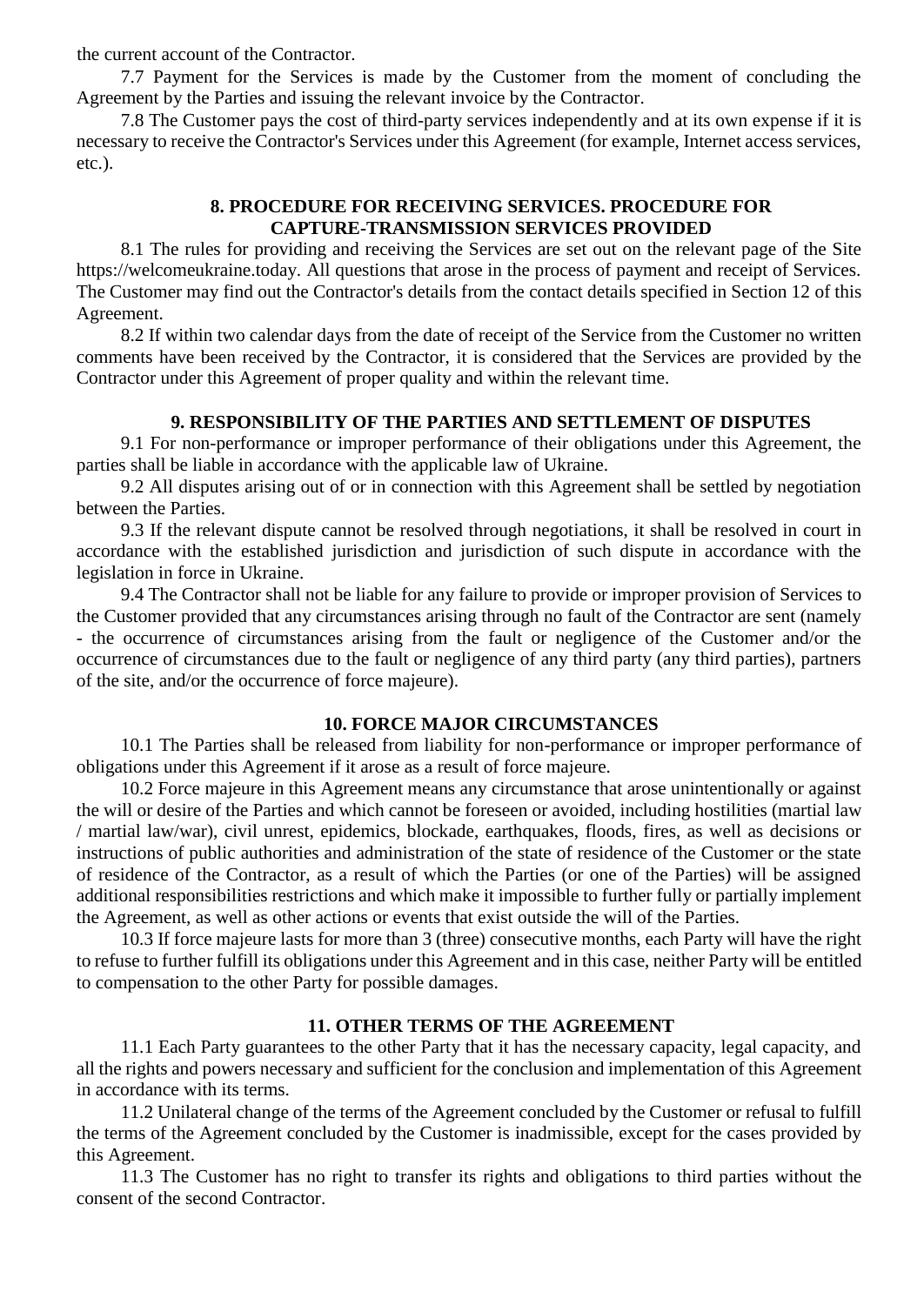the current account of the Contractor.

7.7 Payment for the Services is made by the Customer from the moment of concluding the Agreement by the Parties and issuing the relevant invoice by the Contractor.

7.8 The Customer pays the cost of third-party services independently and at its own expense if it is necessary to receive the Contractor's Services under this Agreement (for example, Internet access services, etc.).

## 8. PROCEDURE FOR RECEIVING SERVICES. PROCEDURE FOR CAPTURE-TRANSMISSION SERVICES PROVIDED

8.1 The rules for providing and receiving the Services are set out on the relevant page of the Site https://welcomeukraine.today. All questions that arose in the process of payment and receipt of Services. The Customer may find out the Contractor's details from the contact details specified in Section 12 of this Agreement.

8.2 If within two calendar days from the date of receipt of the Service from the Customer no written comments have been received by the Contractor, it is considered that the Services are provided by the Contractor under this Agreement of proper quality and within the relevant time.

## 9. RESPONSIBILITY OF THE PARTIES AND SETTLEMENT OF DISPUTES

9.1 For non-performance or improper performance of their obligations under this Agreement, the parties shall be liable in accordance with the applicable law of Ukraine.

9.2 All disputes arising out of or in connection with this Agreement shall be settled by negotiation between the Parties.

9.3 If the relevant dispute cannot be resolved through negotiations, it shall be resolved in court in accordance with the established jurisdiction and jurisdiction of such dispute in accordance with the legislation in force in Ukraine.

9.4 The Contractor shall not be liable for any failure to provide or improper provision of Services to the Customer provided that any circumstances arising through no fault of the Contractor are sent (namely - the occurrence of circumstances arising from the fault or negligence of the Customer and/or the occurrence of circumstances due to the fault or negligence of any third party (any third parties), partners of the site, and/or the occurrence of force majeure).

## 10. FORCE MAJOR CIRCUMSTANCES

10.1 The Parties shall be released from liability for non-performance or improper performance of obligations under this Agreement if it arose as a result of force majeure.

10.2 Force majeure in this Agreement means any circumstance that arose unintentionally or against the will or desire of the Parties and which cannot be foreseen or avoided, including hostilities (martial law / martial law/war), civil unrest, epidemics, blockade, earthquakes, floods, fires, as well as decisions or instructions of public authorities and administration of the state of residence of the Customer or the state of residence of the Contractor, as a result of which the Parties (or one of the Parties) will be assigned additional responsibilities restrictions and which make it impossible to further fully or partially implement the Agreement, as well as other actions or events that exist outside the will of the Parties.

10.3 If force majeure lasts for more than 3 (three) consecutive months, each Party will have the right to refuse to further fulfill its obligations under this Agreement and in this case, neither Party will be entitled to compensation to the other Party for possible damages.

## 11. OTHER TERMS OF THE AGREEMENT

11.1 Each Party guarantees to the other Party that it has the necessary capacity, legal capacity, and all the rights and powers necessary and sufficient for the conclusion and implementation of this Agreement in accordance with its terms.

11.2 Unilateral change of the terms of the Agreement concluded by the Customer or refusal to fulfill the terms of the Agreement concluded by the Customer is inadmissible, except for the cases provided by this Agreement.

11.3 The Customer has no right to transfer its rights and obligations to third parties without the consent of the second Contractor.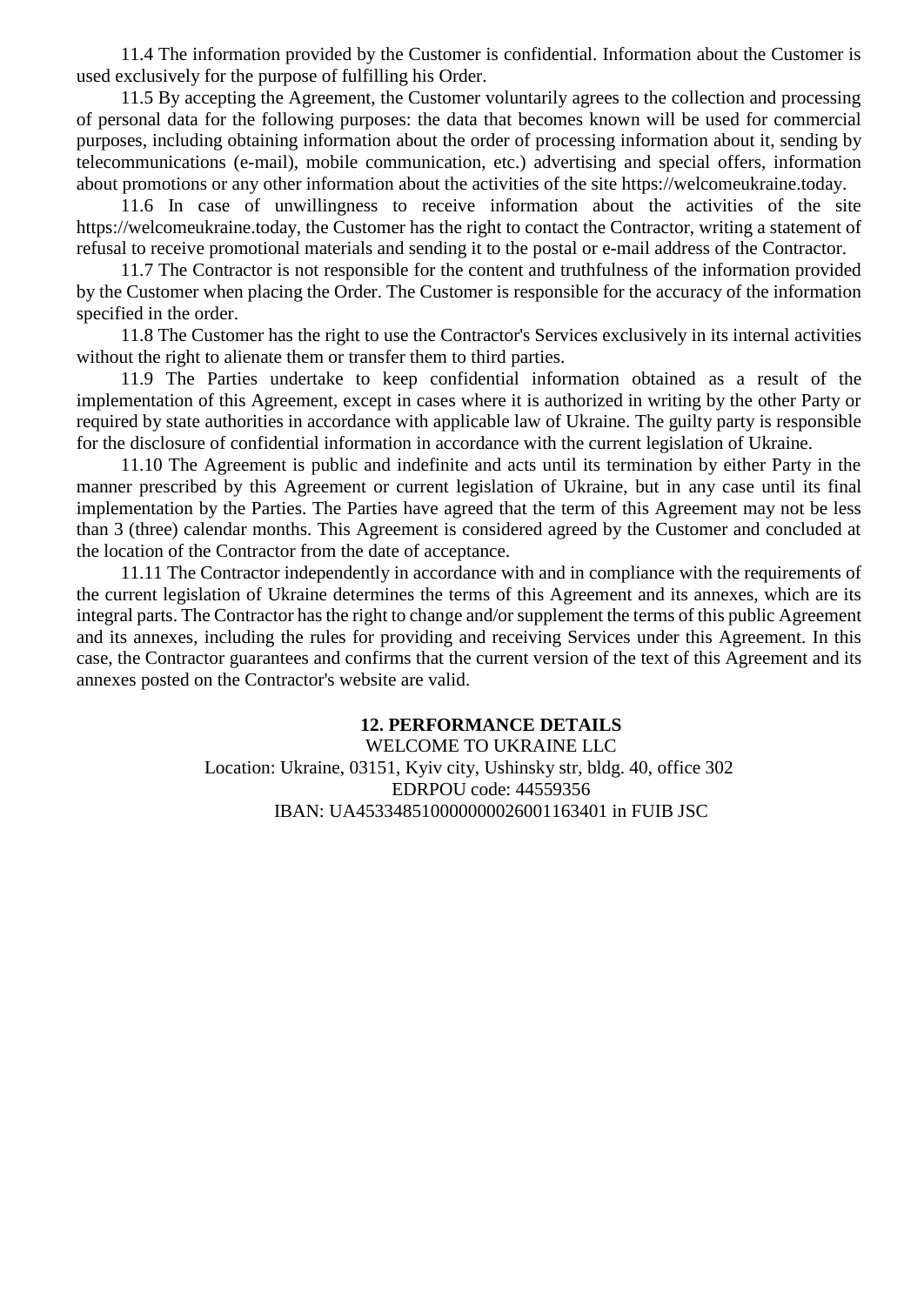11.4 The information provided by the Customer is confidential. Information about the Customer is used exclusively for the purpose of fulfilling his Order.

11.5 By accepting the Agreement, the Customer voluntarily agrees to the collection and processing of personal data for the following purposes: the data that becomes known will be used for commercial purposes, including obtaining information about the order of processing information about it, sending by telecommunications (e-mail), mobile communication, etc.) advertising and special offers, information about promotions or any other information about the activities of the site https://welcomeukraine.today.

11.6 In case of unwillingness to receive information about the activities of the site https://welcomeukraine.today, the Customer has the right to contact the Contractor, writing a statement of refusal to receive promotional materials and sending it to the postal or e-mail address of the Contractor.

11.7 The Contractor is not responsible for the content and truthfulness of the information provided by the Customer when placing the Order. The Customer is responsible for the accuracy of the information specified in the order.

11.8 The Customer has the right to use the Contractor's Services exclusively in its internal activities without the right to alienate them or transfer them to third parties.

11.9 The Parties undertake to keep confidential information obtained as a result of the implementation of this Agreement, except in cases where it is authorized in writing by the other Party or required by state authorities in accordance with applicable law of Ukraine. The guilty party is responsible for the disclosure of confidential information in accordance with the current legislation of Ukraine.

11.10 The Agreement is public and indefinite and acts until its termination by either Party in the manner prescribed by this Agreement or current legislation of Ukraine, but in any case until its final implementation by the Parties. The Parties have agreed that the term of this Agreement may not be less than 3 (three) calendar months. This Agreement is considered agreed by the Customer and concluded at the location of the Contractor from the date of acceptance.

11.11 The Contractor independently in accordance with and in compliance with the requirements of the current legislation of Ukraine determines the terms of this Agreement and its annexes, which are its integral parts. The Contractor has the right to change and/or supplement the terms of this public Agreement and its annexes, including the rules for providing and receiving Services under this Agreement. In this case, the Contractor guarantees and confirms that the current version of the text of this Agreement and its annexes posted on the Contractor's website are valid.

## 12. PERFORMANCE DETAILS

WELCOME TO UKRAINE LLC
Location: Ukraine, 03151, Kyiv city, Ushinsky str, bldg. 40, office 302
EDRPOU code: 44559356
IBAN: UA453348510000000026001163401 in FUIB JSC